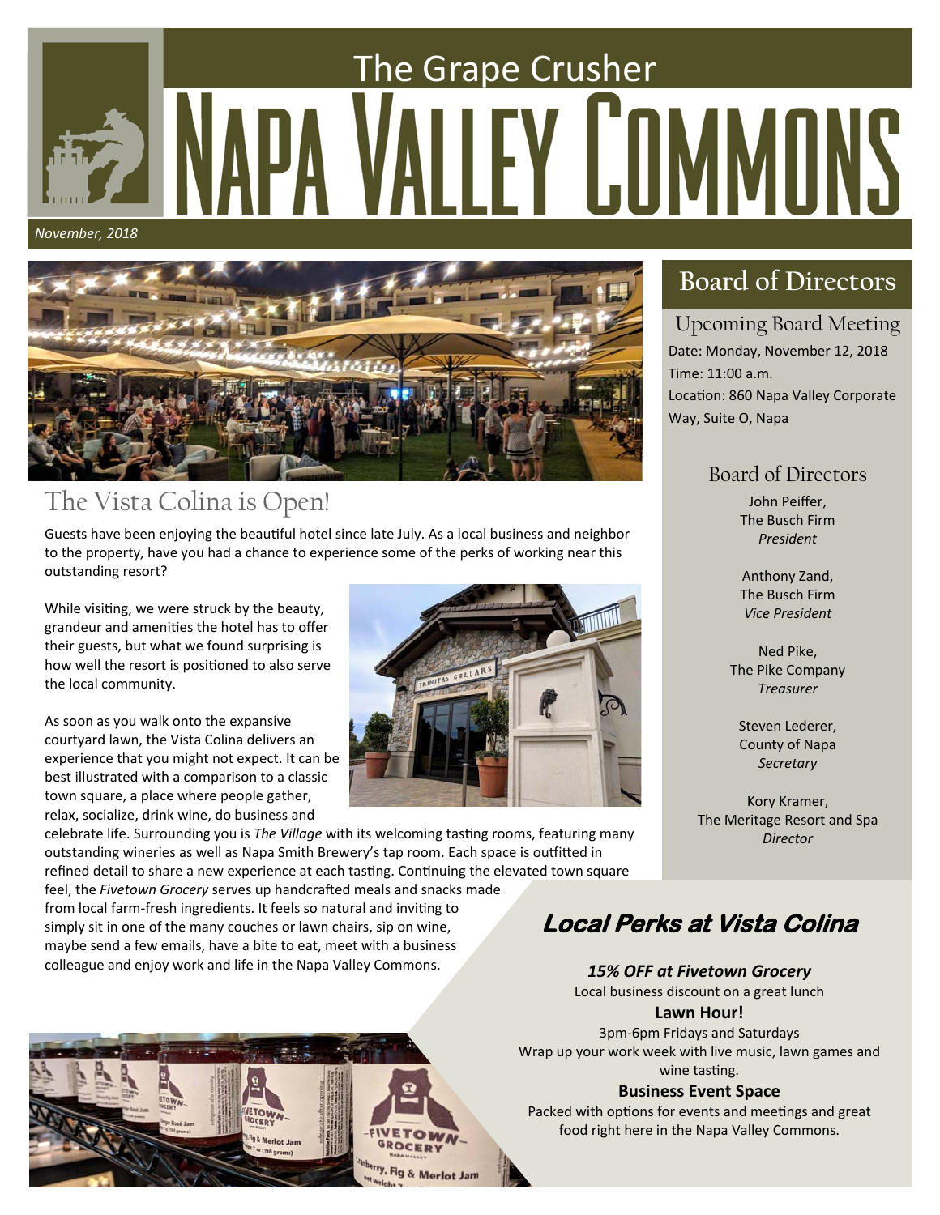# The Grape Crusher
# Napa Valley Commons

*November, 2018*

## The Vista Colina is Open!

Guests have been enjoying the beautiful hotel since late July. As a local business and neighbor to the property, have you had a chance to experience some of the perks of working near this outstanding resort?

While visiting, we were struck by the beauty, grandeur and amenities the hotel has to offer their guests, but what we found surprising is how well the resort is positioned to also serve the local community.

As soon as you walk onto the expansive courtyard lawn, the Vista Colina delivers an experience that you might not expect. It can be best illustrated with a comparison to a classic town square, a place where people gather, relax, socialize, drink wine, do business and celebrate life. Surrounding you is *The Village* with its welcoming tasting rooms, featuring many outstanding wineries as well as Napa Smith Brewery's tap room. Each space is outfitted in refined detail to share a new experience at each tasting. Continuing the elevated town square feel, the *Fivetown Grocery* serves up handcrafted meals and snacks made from local farm-fresh ingredients. It feels so natural and inviting to simply sit in one of the many couches or lawn chairs, sip on wine, maybe send a few emails, have a bite to eat, meet with a business colleague and enjoy work and life in the Napa Valley Commons.

## Board of Directors

### Upcoming Board Meeting

Date: Monday, November 12, 2018
Time: 11:00 a.m.
Location: 860 Napa Valley Corporate Way, Suite O, Napa

### Board of Directors

John Peiffer,
The Busch Firm
*President*

Anthony Zand,
The Busch Firm
*Vice President*

Ned Pike,
The Pike Company
*Treasurer*

Steven Lederer,
County of Napa
*Secretary*

Kory Kramer,
The Meritage Resort and Spa
*Director*

## Local Perks at Vista Colina

***15% OFF at Fivetown Grocery***
Local business discount on a great lunch

**Lawn Hour!**
3pm-6pm Fridays and Saturdays
Wrap up your work week with live music, lawn games and wine tasting.

**Business Event Space**
Packed with options for events and meetings and great food right here in the Napa Valley Commons.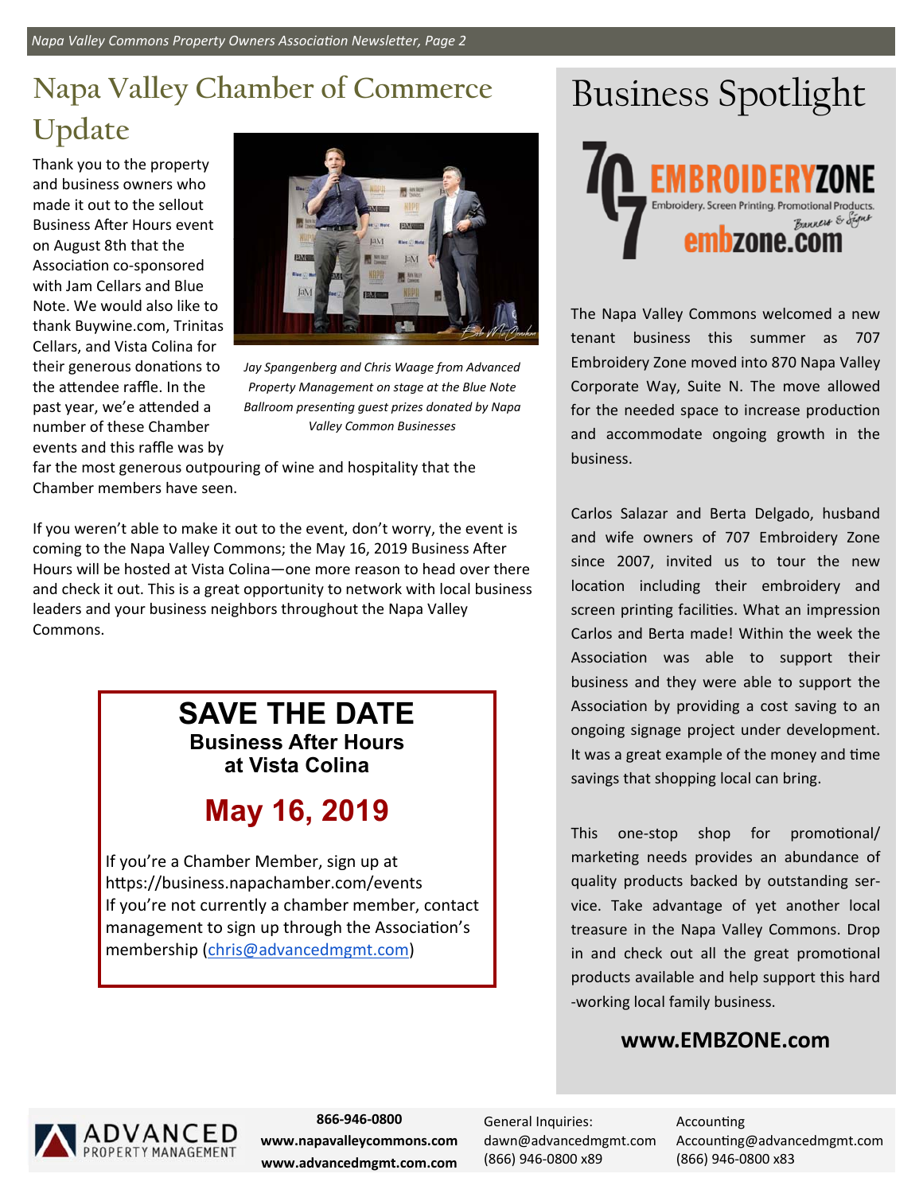## Napa Valley Chamber of Commerce Update

Thank you to the property and business owners who made it out to the sellout Business After Hours event on August 8th that the Association co-sponsored with Jam Cellars and Blue Note. We would also like to thank Buywine.com, Trinitas Cellars, and Vista Colina for their generous donations to the attendee raffle. In the past year, we've attended a number of these Chamber events and this raffle was by far the most generous outpouring of wine and hospitality that the Chamber members have seen.

*Jay Spangenberg and Chris Waage from Advanced Property Management on stage at the Blue Note Ballroom presenting guest prizes donated by Napa Valley Common Businesses*

If you weren't able to make it out to the event, don't worry, the event is coming to the Napa Valley Commons; the May 16, 2019 Business After Hours will be hosted at Vista Colina—one more reason to head over there and check it out. This is a great opportunity to network with local business leaders and your business neighbors throughout the Napa Valley Commons.

### SAVE THE DATE

**Business After Hours at Vista Colina**

**May 16, 2019**

If you're a Chamber Member, sign up at https://business.napachamber.com/events
If you're not currently a chamber member, contact management to sign up through the Association's membership (chris@advancedmgmt.com)

## Business Spotlight

707 EMBROIDERYZONE
Embroidery. Screen Printing. Promotional Products. Banners & Signs
embzone.com

The Napa Valley Commons welcomed a new tenant business this summer as 707 Embroidery Zone moved into 870 Napa Valley Corporate Way, Suite N. The move allowed for the needed space to increase production and accommodate ongoing growth in the business.

Carlos Salazar and Berta Delgado, husband and wife owners of 707 Embroidery Zone since 2007, invited us to tour the new location including their embroidery and screen printing facilities. What an impression Carlos and Berta made! Within the week the Association was able to support their business and they were able to support the Association by providing a cost saving to an ongoing signage project under development. It was a great example of the money and time savings that shopping local can bring.

This one-stop shop for promotional/ marketing needs provides an abundance of quality products backed by outstanding service. Take advantage of yet another local treasure in the Napa Valley Commons. Drop in and check out all the great promotional products available and help support this hard-working local family business.

**www.EMBZONE.com**

ADVANCED PROPERTY MANAGEMENT

**866-946-0800**
**www.napavalleycommons.com**
**www.advancedmgmt.com.com**

General Inquiries:
dawn@advancedmgmt.com
(866) 946-0800 x89

Accounting
Accounting@advancedmgmt.com
(866) 946-0800 x83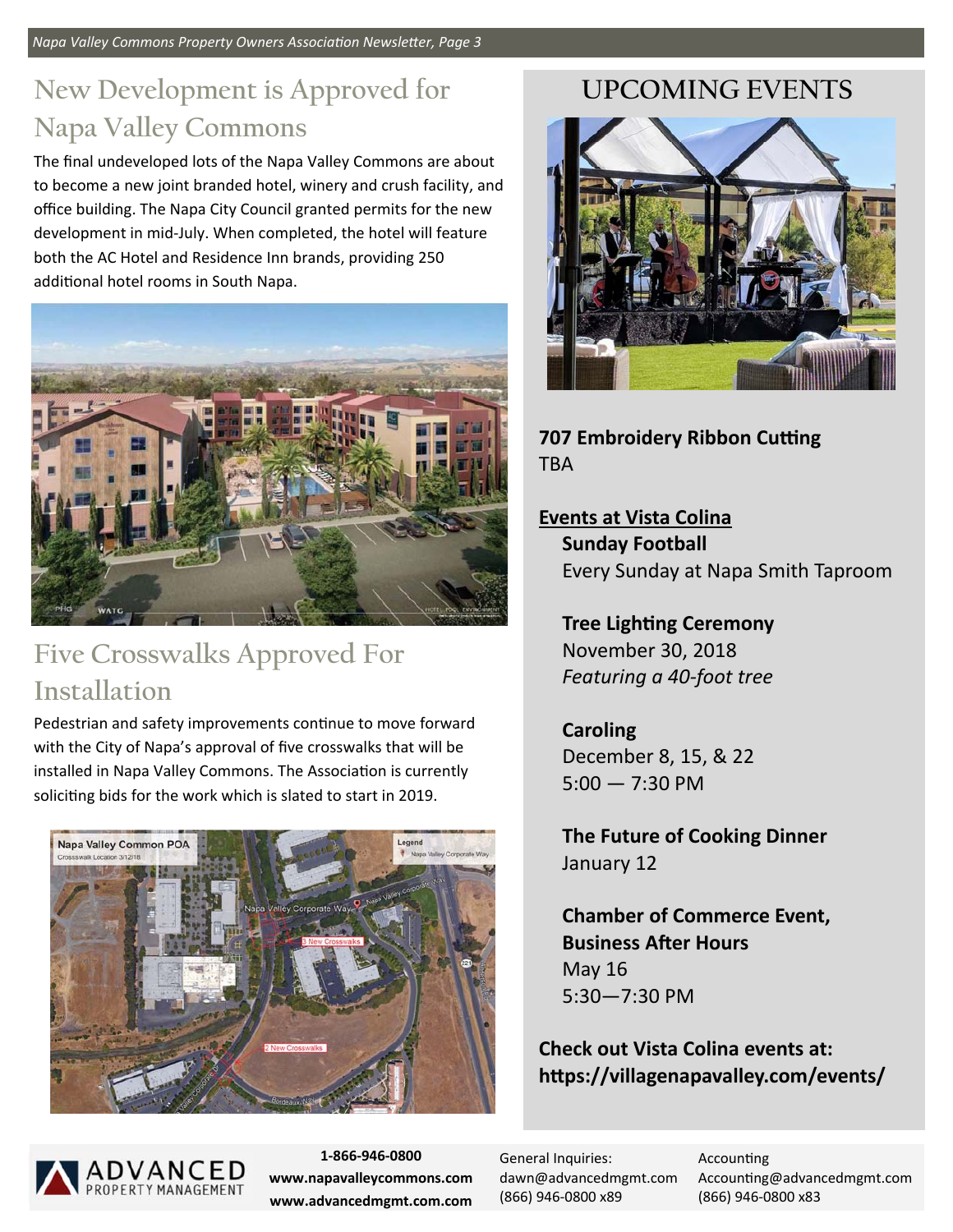## New Development is Approved for Napa Valley Commons

The final undeveloped lots of the Napa Valley Commons are about to become a new joint branded hotel, winery and crush facility, and office building. The Napa City Council granted permits for the new development in mid-July. When completed, the hotel will feature both the AC Hotel and Residence Inn brands, providing 250 additional hotel rooms in South Napa.

## Five Crosswalks Approved For Installation

Pedestrian and safety improvements continue to move forward with the City of Napa's approval of five crosswalks that will be installed in Napa Valley Commons. The Association is currently soliciting bids for the work which is slated to start in 2019.

## UPCOMING EVENTS

**707 Embroidery Ribbon Cutting**
TBA

**Events at Vista Colina**

**Sunday Football**
Every Sunday at Napa Smith Taproom

**Tree Lighting Ceremony**
November 30, 2018
*Featuring a 40-foot tree*

**Caroling**
December 8, 15, & 22
5:00 — 7:30 PM

**The Future of Cooking Dinner**
January 12

**Chamber of Commerce Event, Business After Hours**
May 16
5:30—7:30 PM

**Check out Vista Colina events at: https://villagenapavalley.com/events/**

ADVANCED PROPERTY MANAGEMENT

**1-866-946-0800**
**www.napavalleycommons.com**
**www.advancedmgmt.com.com**

General Inquiries:
dawn@advancedmgmt.com
(866) 946-0800 x89

Accounting
Accounting@advancedmgmt.com
(866) 946-0800 x83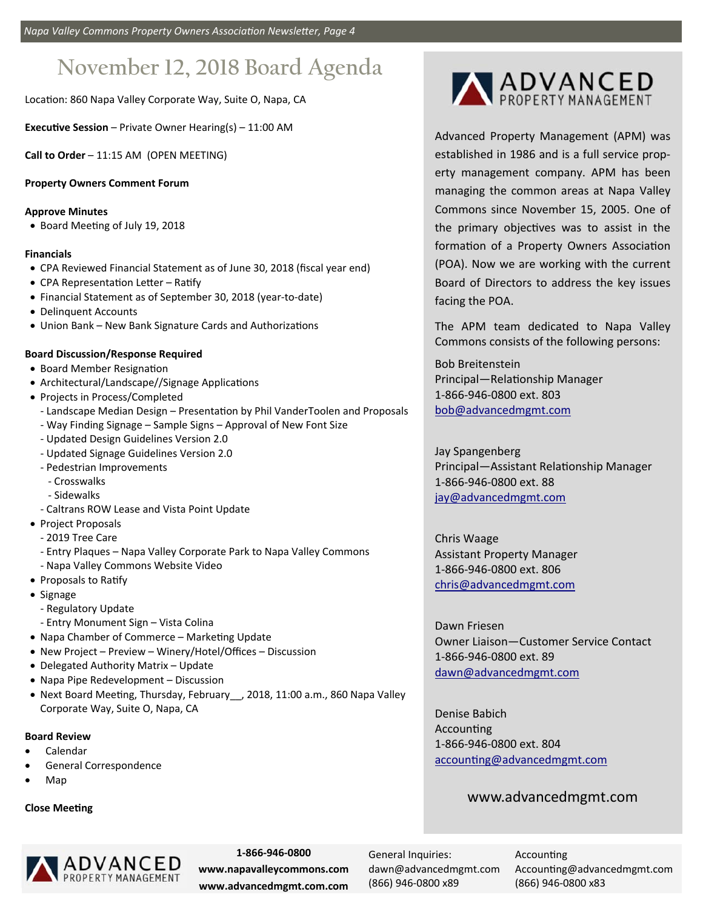# November 12, 2018 Board Agenda

Location: 860 Napa Valley Corporate Way, Suite O, Napa, CA

**Executive Session** – Private Owner Hearing(s) – 11:00 AM

**Call to Order** – 11:15 AM (OPEN MEETING)

**Property Owners Comment Forum**

**Approve Minutes**

- Board Meeting of July 19, 2018

**Financials**

- CPA Reviewed Financial Statement as of June 30, 2018 (fiscal year end)
- CPA Representation Letter – Ratify
- Financial Statement as of September 30, 2018 (year-to-date)
- Delinquent Accounts
- Union Bank – New Bank Signature Cards and Authorizations

**Board Discussion/Response Required**

- Board Member Resignation
- Architectural/Landscape//Signage Applications
- Projects in Process/Completed
  - Landscape Median Design – Presentation by Phil VanderToolen and Proposals
  - Way Finding Signage – Sample Signs – Approval of New Font Size
  - Updated Design Guidelines Version 2.0
  - Updated Signage Guidelines Version 2.0
  - Pedestrian Improvements
    - Crosswalks
    - Sidewalks
  - Caltrans ROW Lease and Vista Point Update
- Project Proposals
  - 2019 Tree Care
  - Entry Plaques – Napa Valley Corporate Park to Napa Valley Commons
  - Napa Valley Commons Website Video
- Proposals to Ratify
- Signage
  - Regulatory Update
  - Entry Monument Sign – Vista Colina
- Napa Chamber of Commerce – Marketing Update
- New Project – Preview – Winery/Hotel/Offices – Discussion
- Delegated Authority Matrix – Update
- Napa Pipe Redevelopment – Discussion
- Next Board Meeting, Thursday, February__, 2018, 11:00 a.m., 860 Napa Valley Corporate Way, Suite O, Napa, CA

**Board Review**

- Calendar
- General Correspondence
- Map

**Close Meeting**

ADVANCED PROPERTY MANAGEMENT

Advanced Property Management (APM) was established in 1986 and is a full service property management company. APM has been managing the common areas at Napa Valley Commons since November 15, 2005. One of the primary objectives was to assist in the formation of a Property Owners Association (POA). Now we are working with the current Board of Directors to address the key issues facing the POA.

The APM team dedicated to Napa Valley Commons consists of the following persons:

Bob Breitenstein
Principal—Relationship Manager
1-866-946-0800 ext. 803
bob@advancedmgmt.com

Jay Spangenberg
Principal—Assistant Relationship Manager
1-866-946-0800 ext. 88
jay@advancedmgmt.com

Chris Waage
Assistant Property Manager
1-866-946-0800 ext. 806
chris@advancedmgmt.com

Dawn Friesen
Owner Liaison—Customer Service Contact
1-866-946-0800 ext. 89
dawn@advancedmgmt.com

Denise Babich
Accounting
1-866-946-0800 ext. 804
accounting@advancedmgmt.com

www.advancedmgmt.com

ADVANCED PROPERTY MANAGEMENT

**1-866-946-0800**
**www.napavalleycommons.com**
**www.advancedmgmt.com.com**

General Inquiries:
dawn@advancedmgmt.com
(866) 946-0800 x89

Accounting
Accounting@advancedmgmt.com
(866) 946-0800 x83